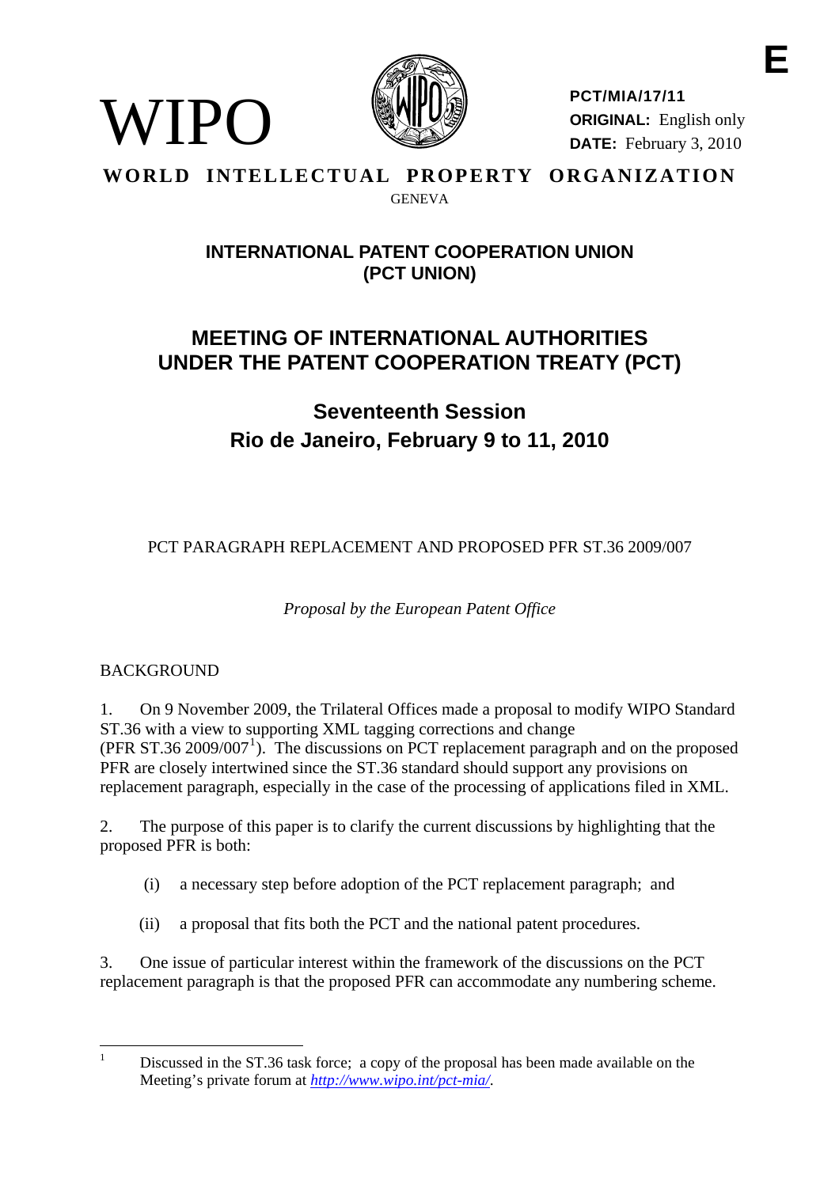WIPO

**PCT/MIA/17/11**
**ORIGINAL:** English only
**DATE:** February 3, 2010

E

**WORLD INTELLECTUAL PROPERTY ORGANIZATION**
GENEVA

## INTERNATIONAL PATENT COOPERATION UNION (PCT UNION)

# MEETING OF INTERNATIONAL AUTHORITIES UNDER THE PATENT COOPERATION TREATY (PCT)

## Seventeenth Session
## Rio de Janeiro, February 9 to 11, 2010

PCT PARAGRAPH REPLACEMENT AND PROPOSED PFR ST.36 2009/007

*Proposal by the European Patent Office*

BACKGROUND

1. On 9 November 2009, the Trilateral Offices made a proposal to modify WIPO Standard ST.36 with a view to supporting XML tagging corrections and change (PFR ST.36 2009/007[1]). The discussions on PCT replacement paragraph and on the proposed PFR are closely intertwined since the ST.36 standard should support any provisions on replacement paragraph, especially in the case of the processing of applications filed in XML.

2. The purpose of this paper is to clarify the current discussions by highlighting that the proposed PFR is both:

(i) a necessary step before adoption of the PCT replacement paragraph; and

(ii) a proposal that fits both the PCT and the national patent procedures.

3. One issue of particular interest within the framework of the discussions on the PCT replacement paragraph is that the proposed PFR can accommodate any numbering scheme.

[1] Discussed in the ST.36 task force; a copy of the proposal has been made available on the Meeting's private forum at *http://www.wipo.int/pct-mia/*.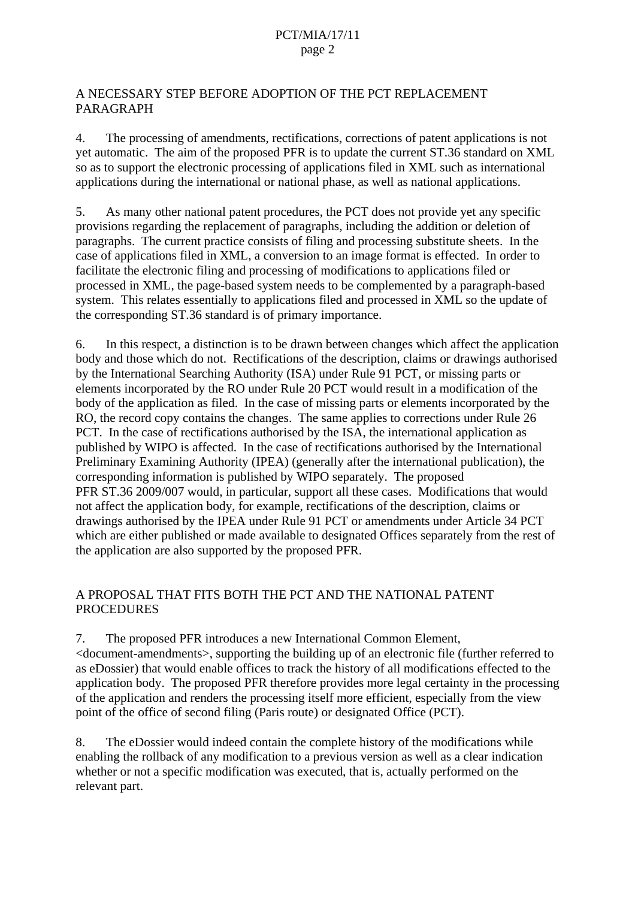## A NECESSARY STEP BEFORE ADOPTION OF THE PCT REPLACEMENT PARAGRAPH

4. The processing of amendments, rectifications, corrections of patent applications is not yet automatic. The aim of the proposed PFR is to update the current ST.36 standard on XML so as to support the electronic processing of applications filed in XML such as international applications during the international or national phase, as well as national applications.

5. As many other national patent procedures, the PCT does not provide yet any specific provisions regarding the replacement of paragraphs, including the addition or deletion of paragraphs. The current practice consists of filing and processing substitute sheets. In the case of applications filed in XML, a conversion to an image format is effected. In order to facilitate the electronic filing and processing of modifications to applications filed or processed in XML, the page-based system needs to be complemented by a paragraph-based system. This relates essentially to applications filed and processed in XML so the update of the corresponding ST.36 standard is of primary importance.

6. In this respect, a distinction is to be drawn between changes which affect the application body and those which do not. Rectifications of the description, claims or drawings authorised by the International Searching Authority (ISA) under Rule 91 PCT, or missing parts or elements incorporated by the RO under Rule 20 PCT would result in a modification of the body of the application as filed. In the case of missing parts or elements incorporated by the RO, the record copy contains the changes. The same applies to corrections under Rule 26 PCT. In the case of rectifications authorised by the ISA, the international application as published by WIPO is affected. In the case of rectifications authorised by the International Preliminary Examining Authority (IPEA) (generally after the international publication), the corresponding information is published by WIPO separately. The proposed PFR ST.36 2009/007 would, in particular, support all these cases. Modifications that would not affect the application body, for example, rectifications of the description, claims or drawings authorised by the IPEA under Rule 91 PCT or amendments under Article 34 PCT which are either published or made available to designated Offices separately from the rest of the application are also supported by the proposed PFR.

## A PROPOSAL THAT FITS BOTH THE PCT AND THE NATIONAL PATENT PROCEDURES

7. The proposed PFR introduces a new International Common Element, <document-amendments>, supporting the building up of an electronic file (further referred to as eDossier) that would enable offices to track the history of all modifications effected to the application body. The proposed PFR therefore provides more legal certainty in the processing of the application and renders the processing itself more efficient, especially from the view point of the office of second filing (Paris route) or designated Office (PCT).

8. The eDossier would indeed contain the complete history of the modifications while enabling the rollback of any modification to a previous version as well as a clear indication whether or not a specific modification was executed, that is, actually performed on the relevant part.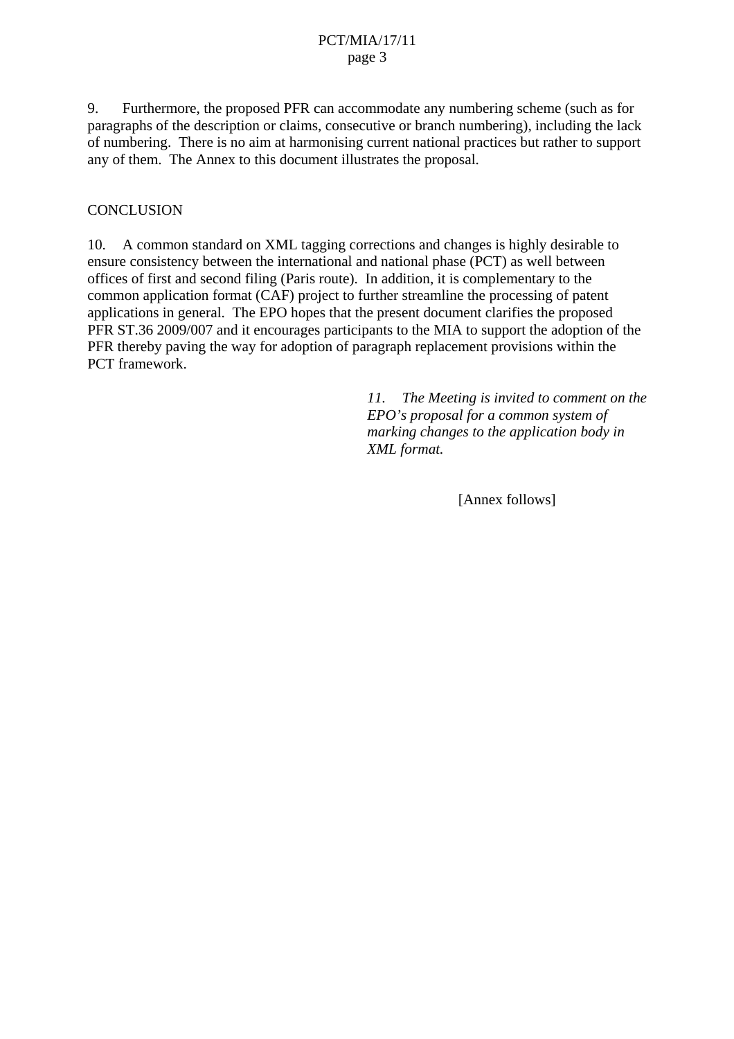9. Furthermore, the proposed PFR can accommodate any numbering scheme (such as for paragraphs of the description or claims, consecutive or branch numbering), including the lack of numbering. There is no aim at harmonising current national practices but rather to support any of them. The Annex to this document illustrates the proposal.

## CONCLUSION

10. A common standard on XML tagging corrections and changes is highly desirable to ensure consistency between the international and national phase (PCT) as well between offices of first and second filing (Paris route). In addition, it is complementary to the common application format (CAF) project to further streamline the processing of patent applications in general. The EPO hopes that the present document clarifies the proposed PFR ST.36 2009/007 and it encourages participants to the MIA to support the adoption of the PFR thereby paving the way for adoption of paragraph replacement provisions within the PCT framework.

*11. The Meeting is invited to comment on the EPO's proposal for a common system of marking changes to the application body in XML format.*

[Annex follows]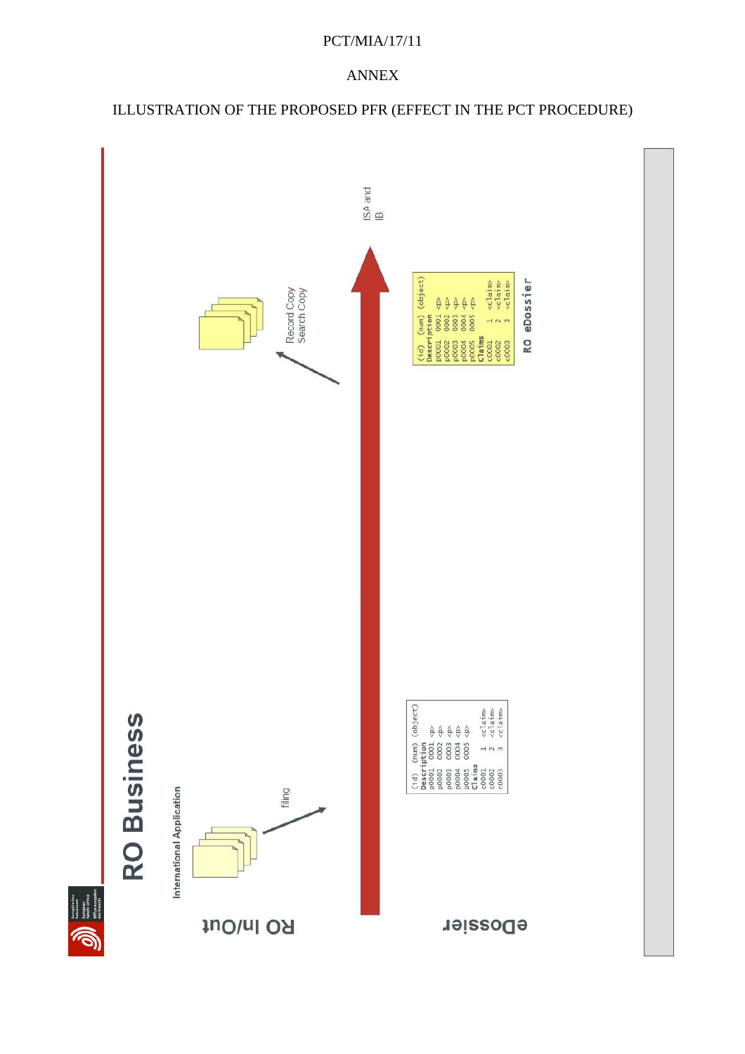# ANNEX

## ILLUSTRATION OF THE PROPOSED PFR (EFFECT IN THE PCT PROCEDURE)

RO Business

RO In/Out

International Application

filing

Record Copy
Search Copy

ISA and IB

eDossier

```
(id)    (num)  (object)
Description
p0001   0001   <p>
p0002   0002   <p>
p0003   0003   <p>
p0004   0004   <p>
p0005   0005   <p>
Claims
c0001   1      <claim>
c0002   2      <claim>
c0003   3      <claim>
```

RO eDossier

```
(id)    (num)  (object)
Description
p0001   0001   <p>
p0002   0002   <p>
p0003   0003   <p>
p0004   0004   <p>
p0005   0005   <p>
Claims
c0001   1      <claim>
c0002   2      <claim>
c0003   3      <claim>
```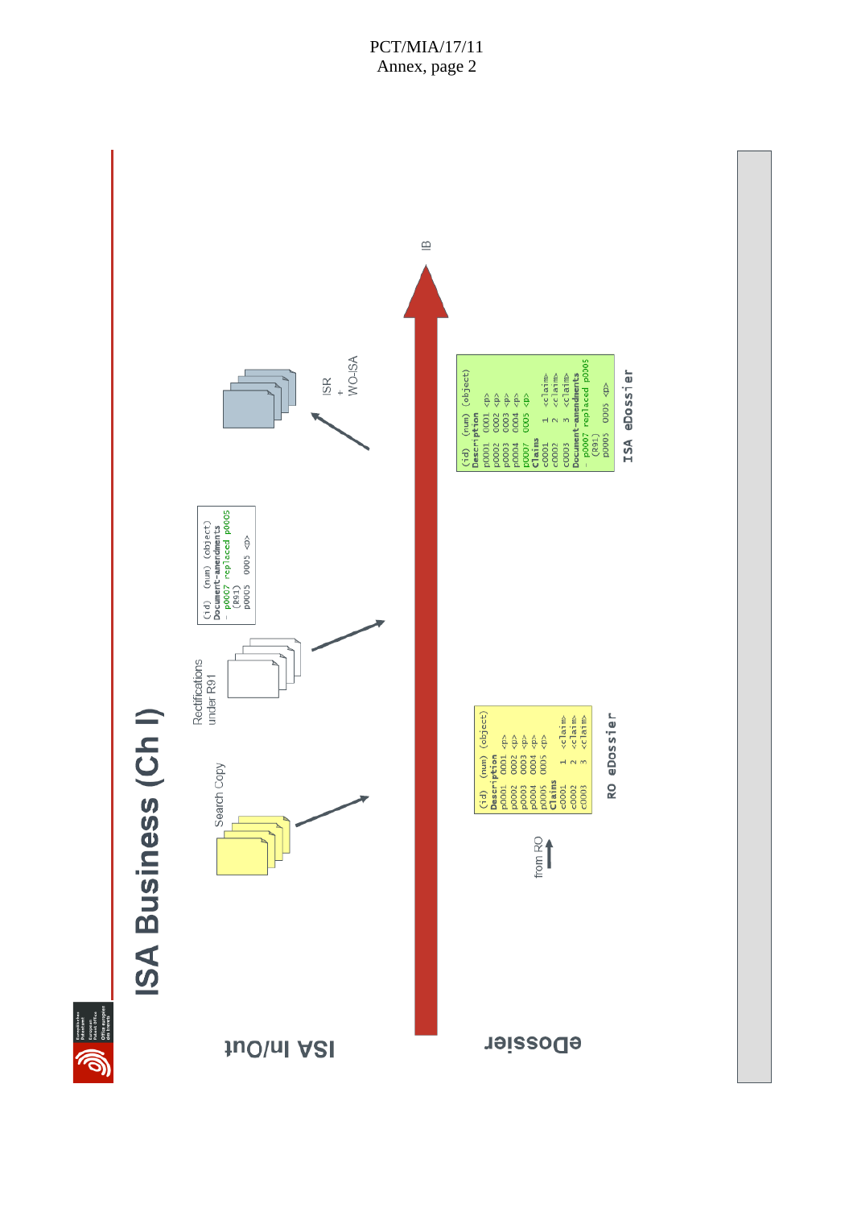# ISA Business (Ch I)

ISA In/Out

eDossier

Search Copy

Rectifications under R91

```
(id)   (num) (object)
Document-amendments
- p0007 replaced p0005
  (R91)
p0005   0005  <p>
```

ISR + WO-ISA

IB

from RO

```
(id)   (num) (object)
Description
p0001  0001  <p>
p0002  0002  <p>
p0003  0003  <p>
p0004  0004  <p>
p0005  0005  <p>
Claims
c0001    1   <claim>
c0002    2   <claim>
c0003    3   <claim>
```

RO eDossier

```
(id)   (num) (object)
Description
p0001  0001  <p>
p0002  0002  <p>
p0003  0003  <p>
p0004  0004  <p>
p0007  0005  <p>
Claims
c0001    1   <claim>
c0002    2   <claim>
c0003    3   <claim>
Document-amendments
- p0007 replaced p0005
  (R91)
p0005   0005  <p>
```

ISA eDossier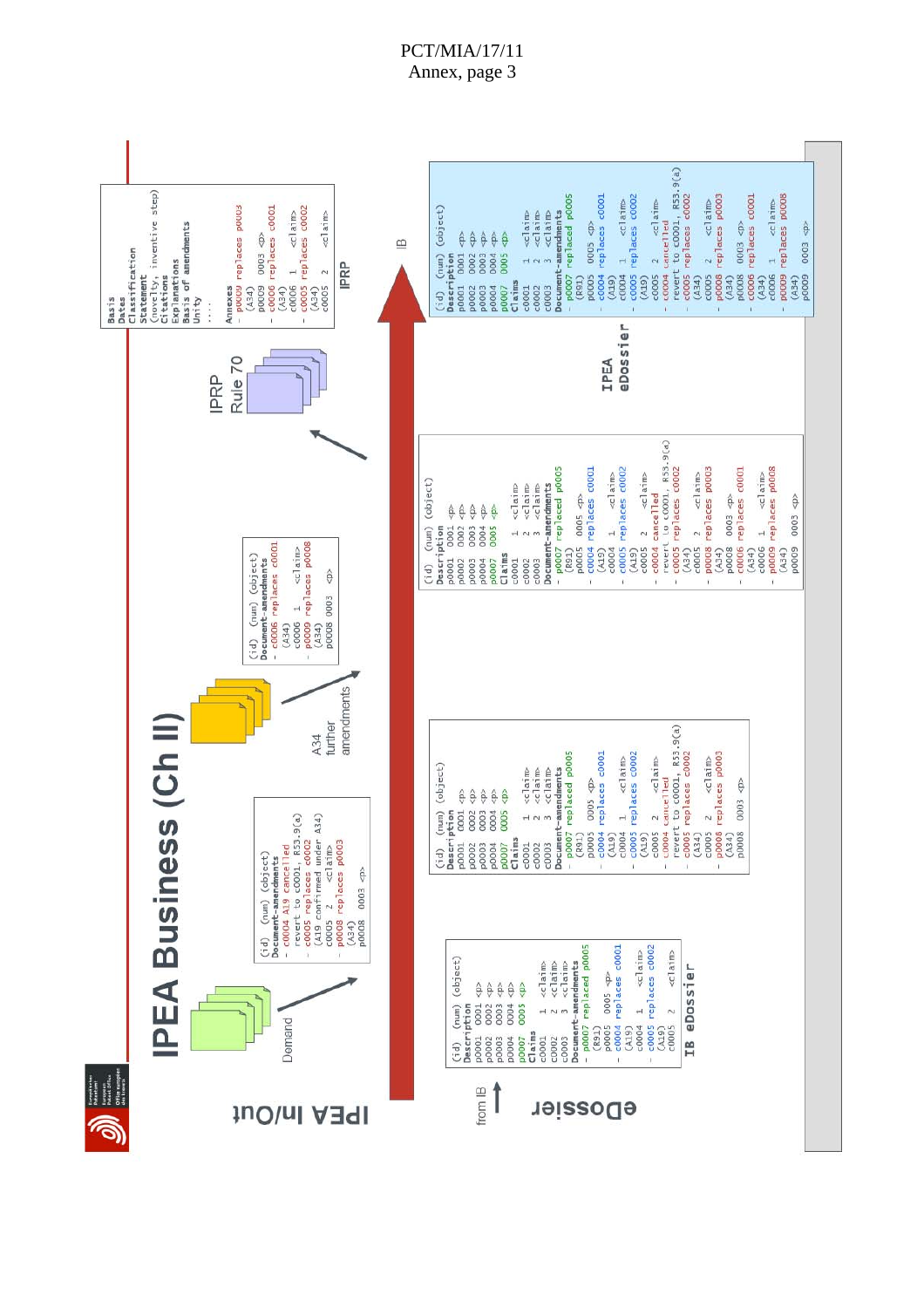# IPEA Business (Ch II)

IPEA In/Out

from IB

eDossier

Demand

```
(id) (num) (object)
Description
p0001 0001 <p>
p0002 0002 <p>
p0003 0003 <p>
p0004 0004 <p>
p0007 0005 <p>
Claims
c0001 1 <claim>
c0002 2 <claim>
c0003 3 <claim>
Document-amendments
- p0007 replaced p0005
  (R91)
  p0005 0005 <p>
- c0004 replaces c0001
  (A19)
  c0004 1 <claim>
- c0005 replaces c0002
  (A19)
  c0005 2 <claim>
```

**IB eDossier**

```
(id) (num) (object)
Document-amendments
- c0004 A19 cancelled
  revert to c0001, R53.9(a)
- c0005 replaces c0002
  (A19 confirmed under A34)
  c0005 2 <claim>
- p0008 replaces p0003
  (A34)
  p0008 0003 <p>
```

```
(id) (num) (object)
Description
p0001 0001 <p>
p0002 0002 <p>
p0003 0003 <p>
p0004 0004 <p>
p0007 0005 <p>
Claims
c0001 1 <claim>
c0002 2 <claim>
c0003 3 <claim>
Document-amendments
- p0007 replaced p0005
  (R91)
  p0005 0005 <p>
- c0004 replaces c0001
  (A19)
  c0004 1 <claim>
- c0005 replaces c0002
  (A19)
  c0005 2 <claim>
- c0004 cancelled
  revert to c0001, R53.9(a)
- c0005 replaces c0002
  (A34)
  c0005 2 <claim>
- p0008 replaces p0003
  (A34)
  p0008 0003 <p>
```

A34 further amendments

```
(id) (num) (object)
Document-amendments
- c0006 replaces c0001
  (A34)
  c0006 1 <claim>
- p0009 replaces p0008
  (A34)
  p0008 0003 <p>
```

```
(id) (num) (object)
Description
p0001 0001 <p>
p0002 0002 <p>
p0003 0003 <p>
p0004 0004 <p>
p0007 0005 <p>
Claims
c0001 1 <claim>
c0002 2 <claim>
c0003 3 <claim>
Document-amendments
- p0007 replaced p0005
  (R91)
  p0005 0005 <p>
- c0004 replaces c0001
  (A19)
  c0004 1 <claim>
- c0005 replaces c0002
  (A19)
  c0005 2 <claim>
- c0004 cancelled
  revert to c0001, R53.9(a)
- c0005 replaces c0002
  (A34)
  c0005 2 <claim>
- p0008 replaces p0003
  (A34)
  p0008 0003 <p>
- c0006 replaces c0001
  (A34)
  c0006 1 <claim>
- p0009 replaces p0008
  (A34)
  p0009 0003 <p>
```

IPRP Rule 70

```
Basis
Dates
Classification
Statement
(novelty, inventive step)
Citations
Explanations
Basis of amendments
Unity
....
Annexes
- p0009 replaces p0003
  (A34)
  p0009 0003 <p>
- c0006 replaces c0001
  (A34)
  c0006 1 <claim>
- c0005 replaces c0002
  (A34)
  c0005 2 <claim>
```

**IPRP**

IB

```
(id) (num) (object)
Description
p0001 0001 <p>
p0002 0002 <p>
p0003 0003 <p>
p0004 0004 <p>
p0007 0005 <p>
Claims
c0001 1 <claim>
c0002 2 <claim>
c0003 3 <claim>
Document-amendments
- p0007 replaced p0005
  (R91)
  p0005 0005 <p>
- c0004 replaces c0001
  (A19)
  c0004 1 <claim>
- c0005 replaces c0002
  (A19)
  c0005 2 <claim>
- c0004 cancelled
  revert to c0001, R53.9(a)
- c0005 replaces c0002
  (A34)
  c0005 2 <claim>
- p0008 replaces p0003
  (A34)
  p0008 0003 <p>
- c0006 replaces c0001
  (A34)
  c0006 1 <claim>
- p0009 replaces p0008
  (A34)
  p0009 0003 <p>
```

**IPEA eDossier**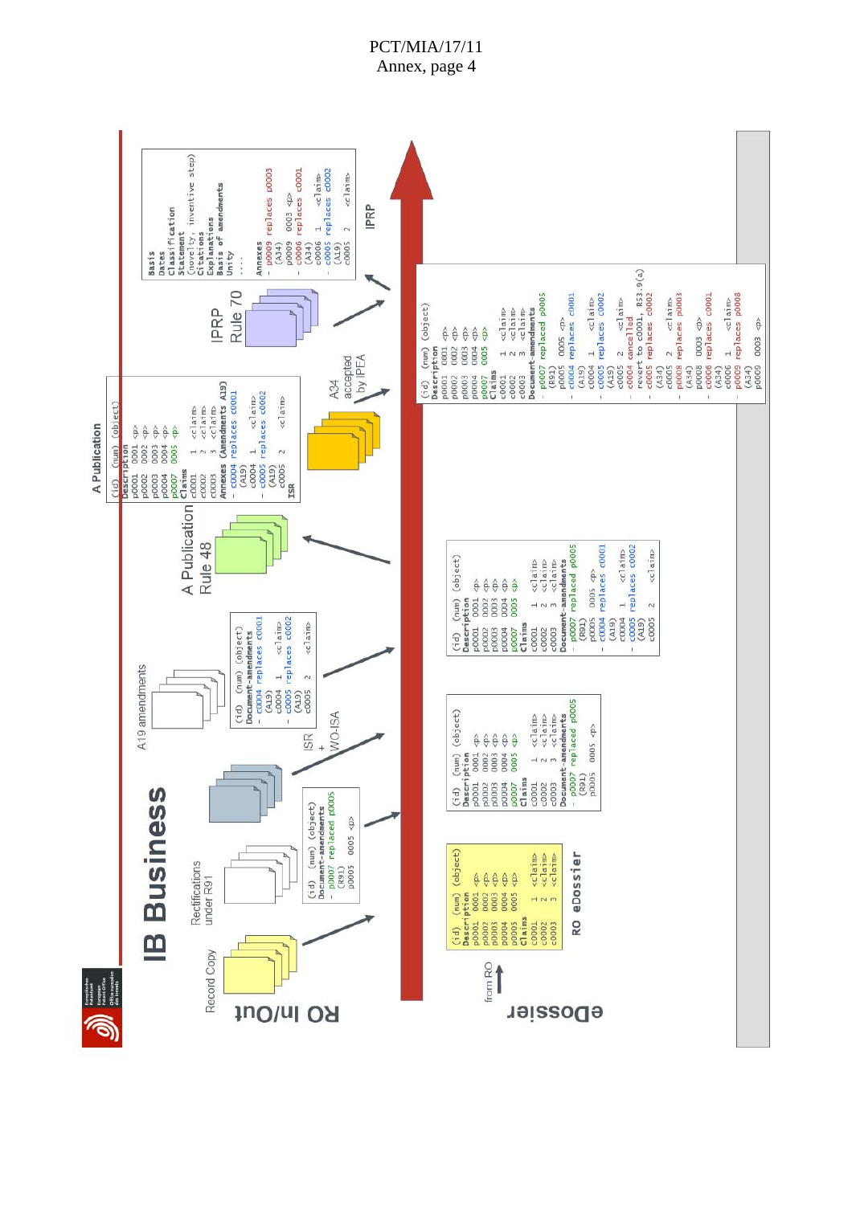**IB Business**

**RO In/Out**

Record Copy

Rectifications under R91

ISR + WO-ISA

A19 amendments

A Publication Rule 48

A34 accepted by IPEA

IPRP Rule 70

**IPRP**

**eDossier**

from RO

**RO eDossier**

```
(id) (num) (object)
Description
p0001 0001 <p>
p0002 0002 <p>
p0003 0003 <p>
p0004 0004 <p>
p0005 0005 <p>
Claims
c0001 1 <claim>
c0002 2 <claim>
c0003 3 <claim>
```

```
(id) (num) (object)
Document-amendments
- p0007 replaced p0005
  (R91)
  p0005 0005 <p>
```

```
(id) (num) (object)
Description
p0001 0001 <p>
p0002 0002 <p>
p0003 0003 <p>
p0004 0004 <p>
p0007 0005 <p>
Claims
c0001 1 <claim>
c0002 2 <claim>
c0003 3 <claim>
Document-amendments
- p0007 replaced p0005
  (R91)
  p0005 0005 <p>
```

```
(id) (num) (object)
Document-amendments
- c0004 replaces c0001
  (A19)
  c0004 1 <claim>
- c0005 replaces c0002
  (A19)
  c0005 2 <claim>
```

```
(id) (num) (object)
Description
p0001 0001 <p>
p0002 0002 <p>
p0003 0003 <p>
p0004 0004 <p>
p0007 0005 <p>
Claims
c0001 1 <claim>
c0002 2 <claim>
c0003 3 <claim>
Document-amendments
- p0007 replaced p0005
  (R91)
  p0005 0005 <p>
- c0004 replaces c0001
  (A19)
  c0004 1 <claim>
- c0005 replaces c0002
  (A19)
  c0005 2 <claim>
```

**A Publication**

```
(id) (num) (object)
Description
p0001 0001 <p>
p0002 0002 <p>
p0003 0003 <p>
p0004 0004 <p>
p0007 0005 <p>
Claims
c0001 1 <claim>
c0002 2 <claim>
c0003 3 <claim>
Annexes (Amendments A19)
- c0004 replaces c0001
  (A19)
  c0004 1 <claim>
- c0005 replaces c0002
  (A19)
  c0005 2 <claim>
ISR
```

```
(id) (num) (object)
Description
p0001 0001 <p>
p0002 0002 <p>
p0003 0003 <p>
p0004 0004 <p>
p0007 0005 <p>
Claims
c0001 1 <claim>
c0002 2 <claim>
c0003 3 <claim>
Document-amendments
- p0007 replaced p0005
  (R91)
  p0005 0005 <p>
- c0004 replaces c0001
  (A19)
  c0004 1 <claim>
- c0005 replaces c0002
  (A19)
  c0005 2 <claim>
- c0004 cancelled
  revert to c0001, R53.9(a)
- c0005 replaces c0002
  (A34)
  c0005 2 <claim>
- p0008 replaces p0003
  (A34)
  p0008 0003 <p>
- c0006 replaces c0001
  (A34)
  c0006 1 <claim>
- p0009 replaces p0008
  (A34)
  p0009 0003 <p>
```

```
Basis
Dates
Classification
Statement
(novelty, inventive step)
Citations
Explanations
Basis of amendments
Unity
....
Annexes
- p0009 replaces p0003
  (A34)
  p0009 0003 <p>
- c0006 replaces c0001
  (A34)
  c0006 1 <claim>
- c0005 replaces c0002
  (A19)
  c0005 2 <claim>
```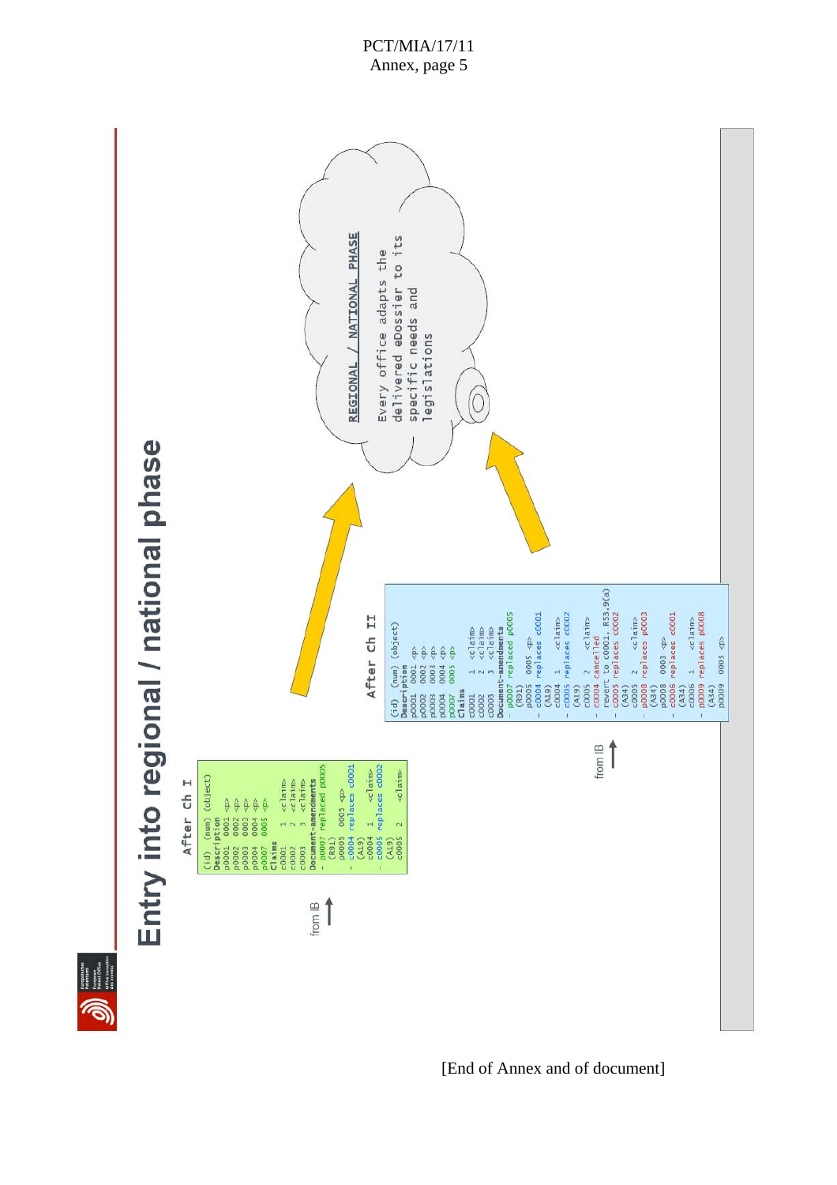# Entry into regional / national phase

from IB

**After Ch I**

```
(id)  (num) (object)
Description
p0001  0001 <p>
p0002  0002 <p>
p0003  0003 <p>
p0004  0004 <p>
p0007  0005 <p>
Claims
c0001    1  <claim>
c0002    2  <claim>
c0003    3  <claim>
Document-amendments
- p0007 replaced p0005
  (R91)
  p0005  0005 <p>
- c0004 replaces c0001
  (A19)
  c0004    1  <claim>
- c0005 replaces c0002
  (A19)
  c0005    2  <claim>
```

from IB

**After Ch II**

```
(id)  (num) (object)
Description
p0001  0001 <p>
p0002  0002 <p>
p0003  0003 <p>
p0004  0004 <p>
p0007  0005 <p>
Claims
c0001    1  <claim>
c0002    2  <claim>
c0003    3  <claim>
Document-amendments
- p0007 replaced p0005
  (R91)
  p0005  0005 <p>
- c0004 replaces c0001
  (A19)
  c0004    1  <claim>
- c0005 replaces c0002
  (A19)
  c0005    2  <claim>
- c0004 cancelled
  revert to c0001, R53.9(a)
- c0005 replaces c0002
  (A34)
  c0005    2  <claim>
- p0008 replaces p0003
  (A34)
  p0008  0003 <p>
- c0006 replaces c0001
  (A34)
  c0006    1  <claim>
- p0009 replaces p0008
  (A34)
  p0009  0003 <p>
```

**REGIONAL / NATIONAL PHASE**

Every office adapts the delivered eDossier to its specific needs and legislations

[End of Annex and of document]